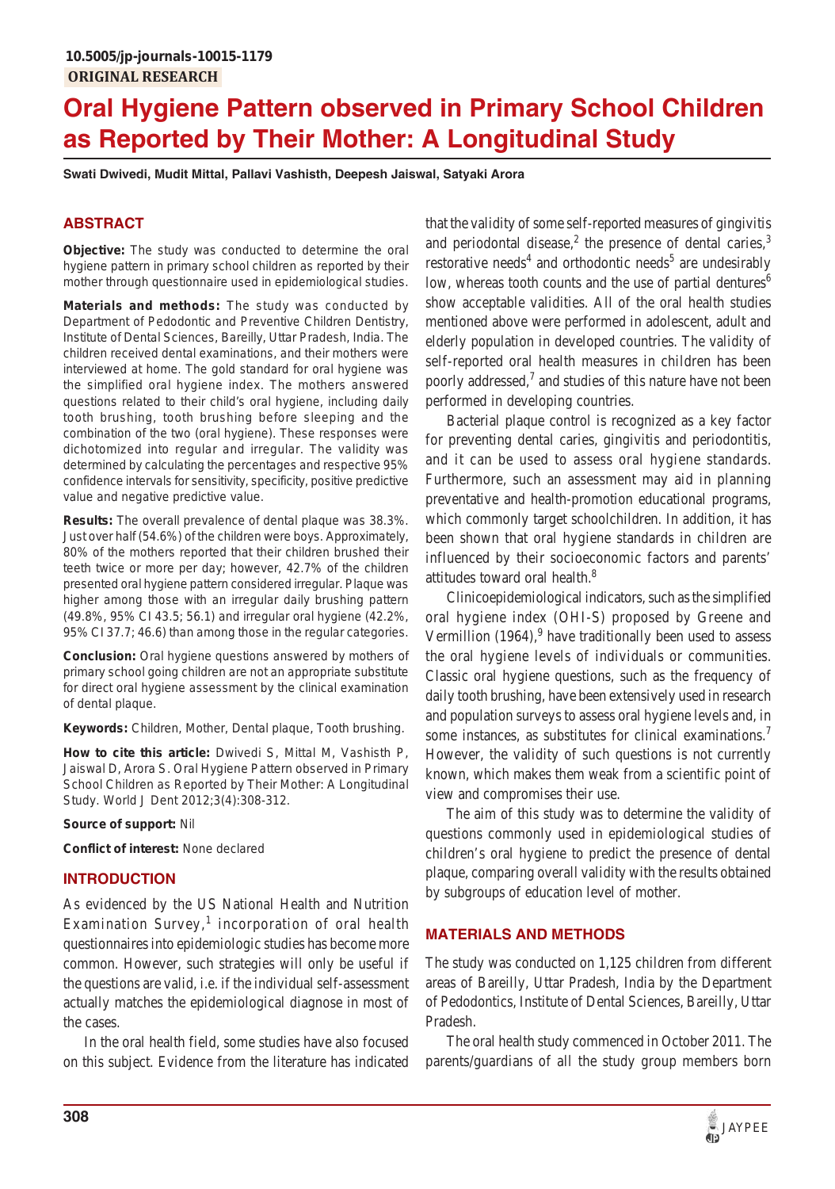10.5005/jp-journals-10015-1179

ORIGINAL RESEARCH

# Oral Hygiene Pattern observed in Primary School Children as Reported by Their Mother: A Longitudinal Study

**Swati Dwivedi, Mudit Mittal, Pallavi Vashisth, Deepesh Jaiswal, Satyaki Arora**

## ABSTRACT

**Objective:** The study was conducted to determine the oral hygiene pattern in primary school children as reported by their mother through questionnaire used in epidemiological studies.

**Materials and methods:** The study was conducted by Department of Pedodontic and Preventive Children Dentistry, Institute of Dental Sciences, Bareilly, Uttar Pradesh, India. The children received dental examinations, and their mothers were interviewed at home. The gold standard for oral hygiene was the simplified oral hygiene index. The mothers answered questions related to their child's oral hygiene, including daily tooth brushing, tooth brushing before sleeping and the combination of the two (oral hygiene). These responses were dichotomized into regular and irregular. The validity was determined by calculating the percentages and respective 95% confidence intervals for sensitivity, specificity, positive predictive value and negative predictive value.

**Results:** The overall prevalence of dental plaque was 38.3%. Just over half (54.6%) of the children were boys. Approximately, 80% of the mothers reported that their children brushed their teeth twice or more per day; however, 42.7% of the children presented oral hygiene pattern considered irregular. Plaque was higher among those with an irregular daily brushing pattern (49.8%, 95% CI 43.5; 56.1) and irregular oral hygiene (42.2%, 95% CI 37.7; 46.6) than among those in the regular categories.

**Conclusion:** Oral hygiene questions answered by mothers of primary school going children are not an appropriate substitute for direct oral hygiene assessment by the clinical examination of dental plaque.

**Keywords:** Children, Mother, Dental plaque, Tooth brushing.

**How to cite this article:** Dwivedi S, Mittal M, Vashisth P, Jaiswal D, Arora S. Oral Hygiene Pattern observed in Primary School Children as Reported by Their Mother: A Longitudinal Study. World J Dent 2012;3(4):308-312.

**Source of support:** Nil

**Conflict of interest:** None declared

## INTRODUCTION

As evidenced by the US National Health and Nutrition Examination Survey,[1] incorporation of oral health questionnaires into epidemiologic studies has become more common. However, such strategies will only be useful if the questions are valid, i.e. if the individual self-assessment actually matches the epidemiological diagnose in most of the cases.

In the oral health field, some studies have also focused on this subject. Evidence from the literature has indicated that the validity of some self-reported measures of gingivitis and periodontal disease,[2] the presence of dental caries,[3] restorative needs[4] and orthodontic needs[5] are undesirably low, whereas tooth counts and the use of partial dentures[6] show acceptable validities. All of the oral health studies mentioned above were performed in adolescent, adult and elderly population in developed countries. The validity of self-reported oral health measures in children has been poorly addressed,[7] and studies of this nature have not been performed in developing countries.

Bacterial plaque control is recognized as a key factor for preventing dental caries, gingivitis and periodontitis, and it can be used to assess oral hygiene standards. Furthermore, such an assessment may aid in planning preventative and health-promotion educational programs, which commonly target schoolchildren. In addition, it has been shown that oral hygiene standards in children are influenced by their socioeconomic factors and parents' attitudes toward oral health.[8]

Clinicoepidemiological indicators, such as the simplified oral hygiene index (OHI-S) proposed by Greene and Vermillion (1964),[9] have traditionally been used to assess the oral hygiene levels of individuals or communities. Classic oral hygiene questions, such as the frequency of daily tooth brushing, have been extensively used in research and population surveys to assess oral hygiene levels and, in some instances, as substitutes for clinical examinations.[7] However, the validity of such questions is not currently known, which makes them weak from a scientific point of view and compromises their use.

The aim of this study was to determine the validity of questions commonly used in epidemiological studies of children's oral hygiene to predict the presence of dental plaque, comparing overall validity with the results obtained by subgroups of education level of mother.

## MATERIALS AND METHODS

The study was conducted on 1,125 children from different areas of Bareilly, Uttar Pradesh, India by the Department of Pedodontics, Institute of Dental Sciences, Bareilly, Uttar Pradesh.

The oral health study commenced in October 2011. The parents/guardians of all the study group members born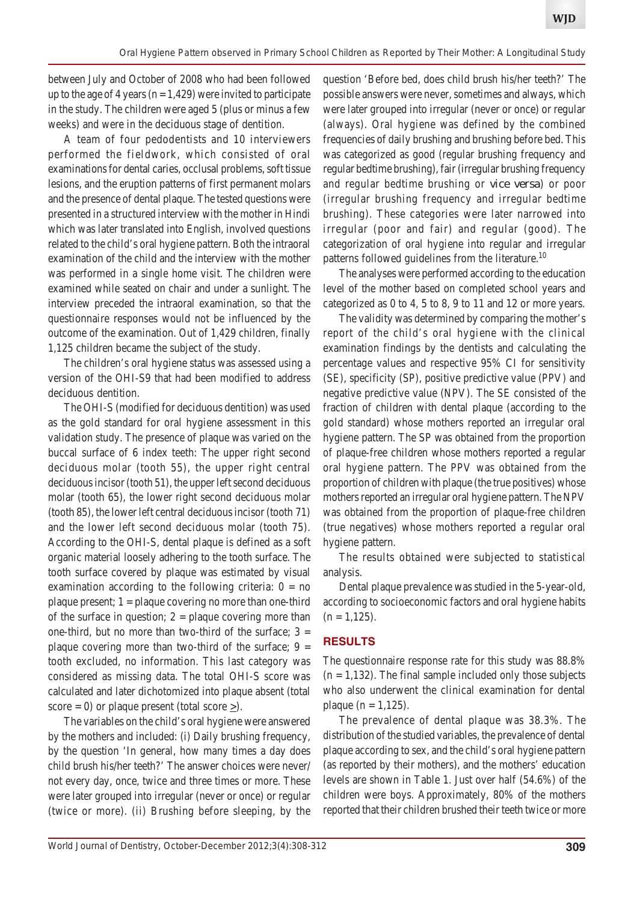between July and October of 2008 who had been followed up to the age of 4 years (n = 1,429) were invited to participate in the study. The children were aged 5 (plus or minus a few weeks) and were in the deciduous stage of dentition.

A team of four pedodontists and 10 interviewers performed the fieldwork, which consisted of oral examinations for dental caries, occlusal problems, soft tissue lesions, and the eruption patterns of first permanent molars and the presence of dental plaque. The tested questions were presented in a structured interview with the mother in Hindi which was later translated into English, involved questions related to the child's oral hygiene pattern. Both the intraoral examination of the child and the interview with the mother was performed in a single home visit. The children were examined while seated on chair and under a sunlight. The interview preceded the intraoral examination, so that the questionnaire responses would not be influenced by the outcome of the examination. Out of 1,429 children, finally 1,125 children became the subject of the study.

The children's oral hygiene status was assessed using a version of the OHI-S9 that had been modified to address deciduous dentition.

The OHI-S (modified for deciduous dentition) was used as the gold standard for oral hygiene assessment in this validation study. The presence of plaque was varied on the buccal surface of 6 index teeth: The upper right second deciduous molar (tooth 55), the upper right central deciduous incisor (tooth 51), the upper left second deciduous molar (tooth 65), the lower right second deciduous molar (tooth 85), the lower left central deciduous incisor (tooth 71) and the lower left second deciduous molar (tooth 75). According to the OHI-S, dental plaque is defined as a soft organic material loosely adhering to the tooth surface. The tooth surface covered by plaque was estimated by visual examination according to the following criteria: 0 = no plaque present; 1 = plaque covering no more than one-third of the surface in question; 2 = plaque covering more than one-third, but no more than two-third of the surface; 3 = plaque covering more than two-third of the surface; 9 = tooth excluded, no information. This last category was considered as missing data. The total OHI-S score was calculated and later dichotomized into plaque absent (total score = 0) or plaque present (total score $\geq$).

The variables on the child's oral hygiene were answered by the mothers and included: (i) Daily brushing frequency, by the question 'In general, how many times a day does child brush his/her teeth?' The answer choices were never/not every day, once, twice and three times or more. These were later grouped into irregular (never or once) or regular (twice or more). (ii) Brushing before sleeping, by the question 'Before bed, does child brush his/her teeth?' The possible answers were never, sometimes and always, which were later grouped into irregular (never or once) or regular (always). Oral hygiene was defined by the combined frequencies of daily brushing and brushing before bed. This was categorized as good (regular brushing frequency and regular bedtime brushing), fair (irregular brushing frequency and regular bedtime brushing or *vice versa*) or poor (irregular brushing frequency and irregular bedtime brushing). These categories were later narrowed into irregular (poor and fair) and regular (good). The categorization of oral hygiene into regular and irregular patterns followed guidelines from the literature.[10]

The analyses were performed according to the education level of the mother based on completed school years and categorized as 0 to 4, 5 to 8, 9 to 11 and 12 or more years.

The validity was determined by comparing the mother's report of the child's oral hygiene with the clinical examination findings by the dentists and calculating the percentage values and respective 95% CI for sensitivity (SE), specificity (SP), positive predictive value (PPV) and negative predictive value (NPV). The SE consisted of the fraction of children with dental plaque (according to the gold standard) whose mothers reported an irregular oral hygiene pattern. The SP was obtained from the proportion of plaque-free children whose mothers reported a regular oral hygiene pattern. The PPV was obtained from the proportion of children with plaque (the true positives) whose mothers reported an irregular oral hygiene pattern. The NPV was obtained from the proportion of plaque-free children (true negatives) whose mothers reported a regular oral hygiene pattern.

The results obtained were subjected to statistical analysis.

Dental plaque prevalence was studied in the 5-year-old, according to socioeconomic factors and oral hygiene habits (n = 1,125).

## RESULTS

The questionnaire response rate for this study was 88.8% (n = 1,132). The final sample included only those subjects who also underwent the clinical examination for dental plaque (n = 1,125).

The prevalence of dental plaque was 38.3%. The distribution of the studied variables, the prevalence of dental plaque according to sex, and the child's oral hygiene pattern (as reported by their mothers), and the mothers' education levels are shown in Table 1. Just over half (54.6%) of the children were boys. Approximately, 80% of the mothers reported that their children brushed their teeth twice or more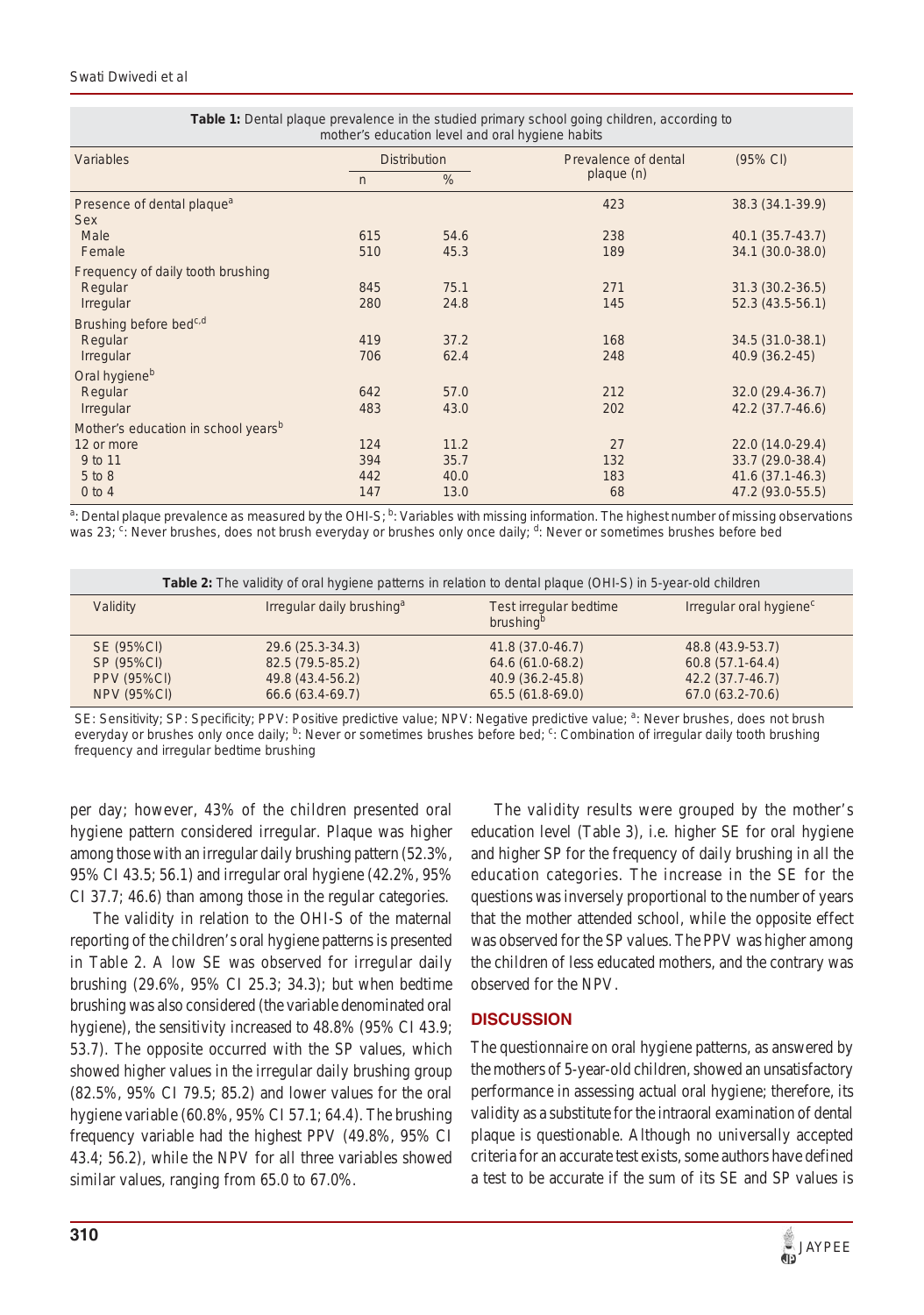**Table 1:** Dental plaque prevalence in the studied primary school going children, according to mother's education level and oral hygiene habits

| Variables | Distribution | | Prevalence of dental plaque (n) | (95% CI) |
|---|---|---|---|---|
| | n | % | | |
| Presence of dental plaque[a] | | | 423 | 38.3 (34.1-39.9) |
| Sex | | | | |
| Male | 615 | 54.6 | 238 | 40.1 (35.7-43.7) |
| Female | 510 | 45.3 | 189 | 34.1 (30.0-38.0) |
| Frequency of daily tooth brushing | | | | |
| Regular | 845 | 75.1 | 271 | 31.3 (30.2-36.5) |
| Irregular | 280 | 24.8 | 145 | 52.3 (43.5-56.1) |
| Brushing before bed[c,d] | | | | |
| Regular | 419 | 37.2 | 168 | 34.5 (31.0-38.1) |
| Irregular | 706 | 62.4 | 248 | 40.9 (36.2-45) |
| Oral hygiene[b] | | | | |
| Regular | 642 | 57.0 | 212 | 32.0 (29.4-36.7) |
| Irregular | 483 | 43.0 | 202 | 42.2 (37.7-46.6) |
| Mother's education in school years[b] | | | | |
| 12 or more | 124 | 11.2 | 27 | 22.0 (14.0-29.4) |
| 9 to 11 | 394 | 35.7 | 132 | 33.7 (29.0-38.4) |
| 5 to 8 | 442 | 40.0 | 183 | 41.6 (37.1-46.3) |
| 0 to 4 | 147 | 13.0 | 68 | 47.2 (93.0-55.5) |

[a]: Dental plaque prevalence as measured by the OHI-S; [b]: Variables with missing information. The highest number of missing observations was 23; [c]: Never brushes, does not brush everyday or brushes only once daily; [d]: Never or sometimes brushes before bed

**Table 2:** The validity of oral hygiene patterns in relation to dental plaque (OHI-S) in 5-year-old children

| Validity | Irregular daily brushing[a] | Test irregular bedtime brushing[b] | Irregular oral hygiene[c] |
|---|---|---|---|
| SE (95%CI) | 29.6 (25.3-34.3) | 41.8 (37.0-46.7) | 48.8 (43.9-53.7) |
| SP (95%CI) | 82.5 (79.5-85.2) | 64.6 (61.0-68.2) | 60.8 (57.1-64.4) |
| PPV (95%CI) | 49.8 (43.4-56.2) | 40.9 (36.2-45.8) | 42.2 (37.7-46.7) |
| NPV (95%CI) | 66.6 (63.4-69.7) | 65.5 (61.8-69.0) | 67.0 (63.2-70.6) |

SE: Sensitivity; SP: Specificity; PPV: Positive predictive value; NPV: Negative predictive value; [a]: Never brushes, does not brush everyday or brushes only once daily; [b]: Never or sometimes brushes before bed; [c]: Combination of irregular daily tooth brushing frequency and irregular bedtime brushing

per day; however, 43% of the children presented oral hygiene pattern considered irregular. Plaque was higher among those with an irregular daily brushing pattern (52.3%, 95% CI 43.5; 56.1) and irregular oral hygiene (42.2%, 95% CI 37.7; 46.6) than among those in the regular categories.

The validity in relation to the OHI-S of the maternal reporting of the children's oral hygiene patterns is presented in Table 2. A low SE was observed for irregular daily brushing (29.6%, 95% CI 25.3; 34.3); but when bedtime brushing was also considered (the variable denominated oral hygiene), the sensitivity increased to 48.8% (95% CI 43.9; 53.7). The opposite occurred with the SP values, which showed higher values in the irregular daily brushing group (82.5%, 95% CI 79.5; 85.2) and lower values for the oral hygiene variable (60.8%, 95% CI 57.1; 64.4). The brushing frequency variable had the highest PPV (49.8%, 95% CI 43.4; 56.2), while the NPV for all three variables showed similar values, ranging from 65.0 to 67.0%.

The validity results were grouped by the mother's education level (Table 3), i.e. higher SE for oral hygiene and higher SP for the frequency of daily brushing in all the education categories. The increase in the SE for the questions was inversely proportional to the number of years that the mother attended school, while the opposite effect was observed for the SP values. The PPV was higher among the children of less educated mothers, and the contrary was observed for the NPV.

## DISCUSSION

The questionnaire on oral hygiene patterns, as answered by the mothers of 5-year-old children, showed an unsatisfactory performance in assessing actual oral hygiene; therefore, its validity as a substitute for the intraoral examination of dental plaque is questionable. Although no universally accepted criteria for an accurate test exists, some authors have defined a test to be accurate if the sum of its SE and SP values is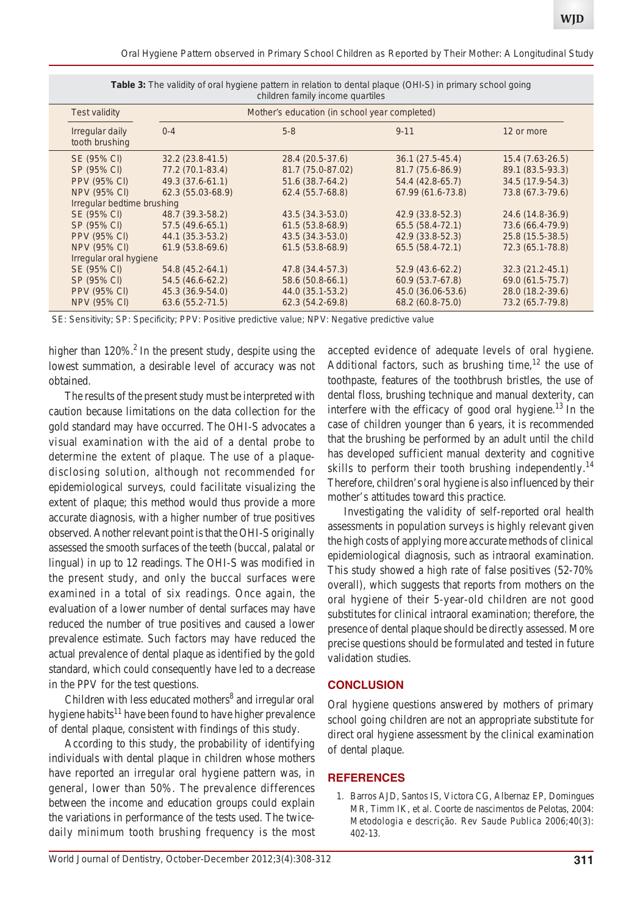**Table 3:** The validity of oral hygiene pattern in relation to dental plaque (OHI-S) in primary school going children family income quartiles

| Test validity | Mother's education (in school year completed) | | | |
|---|---|---|---|---|
| Irregular daily tooth brushing | 0-4 | 5-8 | 9-11 | 12 or more |
| SE (95% CI) | 32.2 (23.8-41.5) | 28.4 (20.5-37.6) | 36.1 (27.5-45.4) | 15.4 (7.63-26.5) |
| SP (95% CI) | 77.2 (70.1-83.4) | 81.7 (75.0-87.02) | 81.7 (75.6-86.9) | 89.1 (83.5-93.3) |
| PPV (95% CI) | 49.3 (37.6-61.1) | 51.6 (38.7-64.2) | 54.4 (42.8-65.7) | 34.5 (17.9-54.3) |
| NPV (95% CI) | 62.3 (55.03-68.9) | 62.4 (55.7-68.8) | 67.99 (61.6-73.8) | 73.8 (67.3-79.6) |
| Irregular bedtime brushing | | | | |
| SE (95% CI) | 48.7 (39.3-58.2) | 43.5 (34.3-53.0) | 42.9 (33.8-52.3) | 24.6 (14.8-36.9) |
| SP (95% CI) | 57.5 (49.6-65.1) | 61.5 (53.8-68.9) | 65.5 (58.4-72.1) | 73.6 (66.4-79.9) |
| PPV (95% CI) | 44.1 (35.3-53.2) | 43.5 (34.3-53.0) | 42.9 (33.8-52.3) | 25.8 (15.5-38.5) |
| NPV (95% CI) | 61.9 (53.8-69.6) | 61.5 (53.8-68.9) | 65.5 (58.4-72.1) | 72.3 (65.1-78.8) |
| Irregular oral hygiene | | | | |
| SE (95% CI) | 54.8 (45.2-64.1) | 47.8 (34.4-57.3) | 52.9 (43.6-62.2) | 32.3 (21.2-45.1) |
| SP (95% CI) | 54.5 (46.6-62.2) | 58.6 (50.8-66.1) | 60.9 (53.7-67.8) | 69.0 (61.5-75.7) |
| PPV (95% CI) | 45.3 (36.9-54.0) | 44.0 (35.1-53.2) | 45.0 (36.06-53.6) | 28.0 (18.2-39.6) |
| NPV (95% CI) | 63.6 (55.2-71.5) | 62.3 (54.2-69.8) | 68.2 (60.8-75.0) | 73.2 (65.7-79.8) |

SE: Sensitivity; SP: Specificity; PPV: Positive predictive value; NPV: Negative predictive value

higher than 120%.[2] In the present study, despite using the lowest summation, a desirable level of accuracy was not obtained.

The results of the present study must be interpreted with caution because limitations on the data collection for the gold standard may have occurred. The OHI-S advocates a visual examination with the aid of a dental probe to determine the extent of plaque. The use of a plaque-disclosing solution, although not recommended for epidemiological surveys, could facilitate visualizing the extent of plaque; this method would thus provide a more accurate diagnosis, with a higher number of true positives observed. Another relevant point is that the OHI-S originally assessed the smooth surfaces of the teeth (buccal, palatal or lingual) in up to 12 readings. The OHI-S was modified in the present study, and only the buccal surfaces were examined in a total of six readings. Once again, the evaluation of a lower number of dental surfaces may have reduced the number of true positives and caused a lower prevalence estimate. Such factors may have reduced the actual prevalence of dental plaque as identified by the gold standard, which could consequently have led to a decrease in the PPV for the test questions.

Children with less educated mothers[8] and irregular oral hygiene habits[11] have been found to have higher prevalence of dental plaque, consistent with findings of this study.

According to this study, the probability of identifying individuals with dental plaque in children whose mothers have reported an irregular oral hygiene pattern was, in general, lower than 50%. The prevalence differences between the income and education groups could explain the variations in performance of the tests used. The twice-daily minimum tooth brushing frequency is the most accepted evidence of adequate levels of oral hygiene. Additional factors, such as brushing time,[12] the use of toothpaste, features of the toothbrush bristles, the use of dental floss, brushing technique and manual dexterity, can interfere with the efficacy of good oral hygiene.[13] In the case of children younger than 6 years, it is recommended that the brushing be performed by an adult until the child has developed sufficient manual dexterity and cognitive skills to perform their tooth brushing independently.[14] Therefore, children's oral hygiene is also influenced by their mother's attitudes toward this practice.

Investigating the validity of self-reported oral health assessments in population surveys is highly relevant given the high costs of applying more accurate methods of clinical epidemiological diagnosis, such as intraoral examination. This study showed a high rate of false positives (52-70% overall), which suggests that reports from mothers on the oral hygiene of their 5-year-old children are not good substitutes for clinical intraoral examination; therefore, the presence of dental plaque should be directly assessed. More precise questions should be formulated and tested in future validation studies.

## CONCLUSION

Oral hygiene questions answered by mothers of primary school going children are not an appropriate substitute for direct oral hygiene assessment by the clinical examination of dental plaque.

## REFERENCES

1. Barros AJD, Santos IS, Victora CG, Albernaz EP, Domingues MR, Timm IK, et al. Coorte de nascimentos de Pelotas, 2004: Metodologia e descrição. Rev Saude Publica 2006;40(3): 402-13.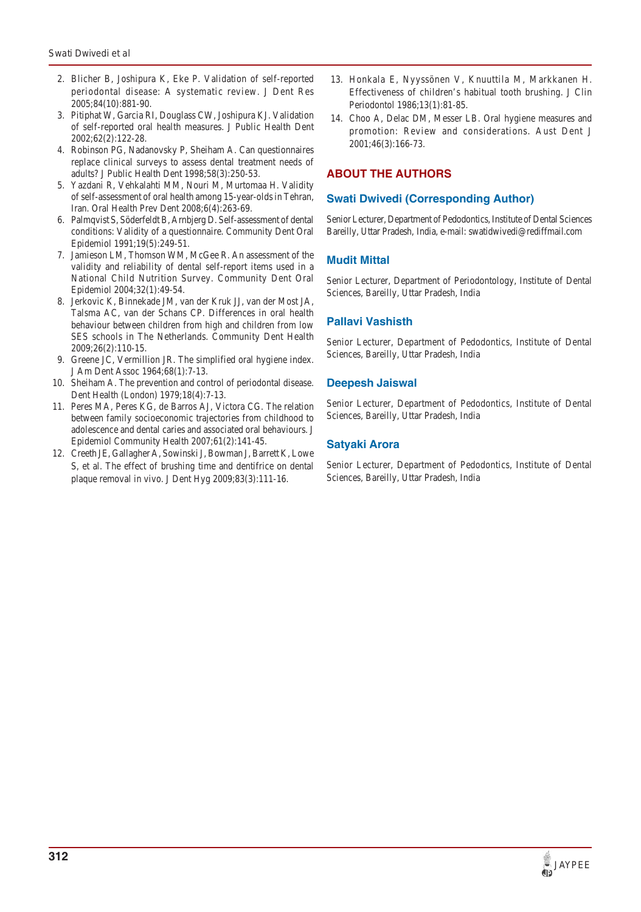2. Blicher B, Joshipura K, Eke P. Validation of self-reported periodontal disease: A systematic review. J Dent Res 2005;84(10):881-90.
3. Pitiphat W, Garcia RI, Douglass CW, Joshipura KJ. Validation of self-reported oral health measures. J Public Health Dent 2002;62(2):122-28.
4. Robinson PG, Nadanovsky P, Sheiham A. Can questionnaires replace clinical surveys to assess dental treatment needs of adults? J Public Health Dent 1998;58(3):250-53.
5. Yazdani R, Vehkalahti MM, Nouri M, Murtomaa H. Validity of self-assessment of oral health among 15-year-olds in Tehran, Iran. Oral Health Prev Dent 2008;6(4):263-69.
6. Palmqvist S, Söderfeldt B, Arnbjerg D. Self-assessment of dental conditions: Validity of a questionnaire. Community Dent Oral Epidemiol 1991;19(5):249-51.
7. Jamieson LM, Thomson WM, McGee R. An assessment of the validity and reliability of dental self-report items used in a National Child Nutrition Survey. Community Dent Oral Epidemiol 2004;32(1):49-54.
8. Jerkovic K, Binnekade JM, van der Kruk JJ, van der Most JA, Talsma AC, van der Schans CP. Differences in oral health behaviour between children from high and children from low SES schools in The Netherlands. Community Dent Health 2009;26(2):110-15.
9. Greene JC, Vermillion JR. The simplified oral hygiene index. J Am Dent Assoc 1964;68(1):7-13.
10. Sheiham A. The prevention and control of periodontal disease. Dent Health (London) 1979;18(4):7-13.
11. Peres MA, Peres KG, de Barros AJ, Victora CG. The relation between family socioeconomic trajectories from childhood to adolescence and dental caries and associated oral behaviours. J Epidemiol Community Health 2007;61(2):141-45.
12. Creeth JE, Gallagher A, Sowinski J, Bowman J, Barrett K, Lowe S, et al. The effect of brushing time and dentifrice on dental plaque removal in vivo. J Dent Hyg 2009;83(3):111-16.
13. Honkala E, Nyyssönen V, Knuuttila M, Markkanen H. Effectiveness of children's habitual tooth brushing. J Clin Periodontol 1986;13(1):81-85.
14. Choo A, Delac DM, Messer LB. Oral hygiene measures and promotion: Review and considerations. Aust Dent J 2001;46(3):166-73.

## ABOUT THE AUTHORS

### Swati Dwivedi (Corresponding Author)

Senior Lecturer, Department of Pedodontics, Institute of Dental Sciences Bareilly, Uttar Pradesh, India, e-mail: swatidwivedi@rediffmail.com

### Mudit Mittal

Senior Lecturer, Department of Periodontology, Institute of Dental Sciences, Bareilly, Uttar Pradesh, India

### Pallavi Vashisth

Senior Lecturer, Department of Pedodontics, Institute of Dental Sciences, Bareilly, Uttar Pradesh, India

### Deepesh Jaiswal

Senior Lecturer, Department of Pedodontics, Institute of Dental Sciences, Bareilly, Uttar Pradesh, India

### Satyaki Arora

Senior Lecturer, Department of Pedodontics, Institute of Dental Sciences, Bareilly, Uttar Pradesh, India